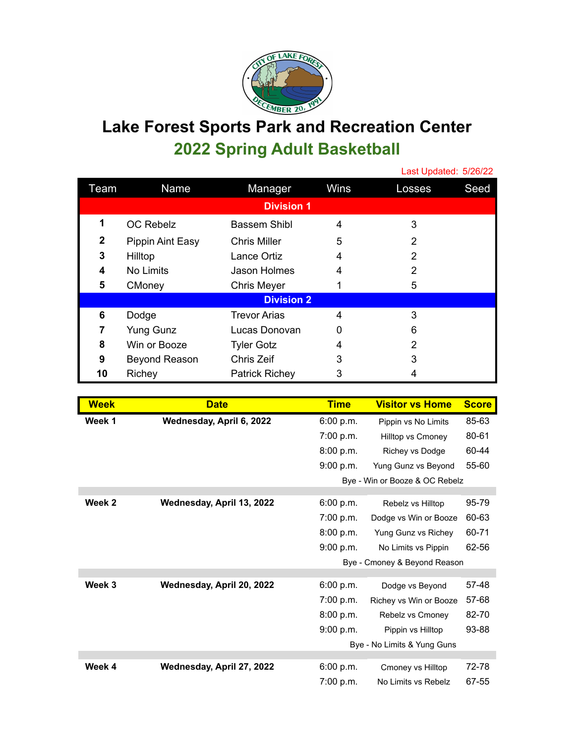# Lake Forest Sports Park and Recreation Center

## 2022 Spring Adult Basketball

Last Updated: 5/26/22

| Team | Name | Manager | Wins | Losses | Seed |
|---|---|---|---|---|---|
| **Division 1** | | | | | |
| 1 | OC Rebelz | Bassem Shibl | 4 | 3 | |
| 2 | Pippin Aint Easy | Chris Miller | 5 | 2 | |
| 3 | Hilltop | Lance Ortiz | 4 | 2 | |
| 4 | No Limits | Jason Holmes | 4 | 2 | |
| 5 | CMoney | Chris Meyer | 1 | 5 | |
| **Division 2** | | | | | |
| 6 | Dodge | Trevor Arias | 4 | 3 | |
| 7 | Yung Gunz | Lucas Donovan | 0 | 6 | |
| 8 | Win or Booze | Tyler Gotz | 4 | 2 | |
| 9 | Beyond Reason | Chris Zeif | 3 | 3 | |
| 10 | Richey | Patrick Richey | 3 | 4 | |

| Week | Date | Time | Visitor vs Home | Score |
|---|---|---|---|---|
| **Week 1** | **Wednesday, April 6, 2022** | 6:00 p.m. | Pippin vs No Limits | 85-63 |
| | | 7:00 p.m. | Hilltop vs Cmoney | 80-61 |
| | | 8:00 p.m. | Richey vs Dodge | 60-44 |
| | | 9:00 p.m. | Yung Gunz vs Beyond | 55-60 |
| | | | Bye - Win or Booze & OC Rebelz | |
| **Week 2** | **Wednesday, April 13, 2022** | 6:00 p.m. | Rebelz vs Hilltop | 95-79 |
| | | 7:00 p.m. | Dodge vs Win or Booze | 60-63 |
| | | 8:00 p.m. | Yung Gunz vs Richey | 60-71 |
| | | 9:00 p.m. | No Limits vs Pippin | 62-56 |
| | | | Bye - Cmoney & Beyond Reason | |
| **Week 3** | **Wednesday, April 20, 2022** | 6:00 p.m. | Dodge vs Beyond | 57-48 |
| | | 7:00 p.m. | Richey vs Win or Booze | 57-68 |
| | | 8:00 p.m. | Rebelz vs Cmoney | 82-70 |
| | | 9:00 p.m. | Pippin vs Hilltop | 93-88 |
| | | | Bye - No Limits & Yung Guns | |
| **Week 4** | **Wednesday, April 27, 2022** | 6:00 p.m. | Cmoney vs Hilltop | 72-78 |
| | | 7:00 p.m. | No Limits vs Rebelz | 67-55 |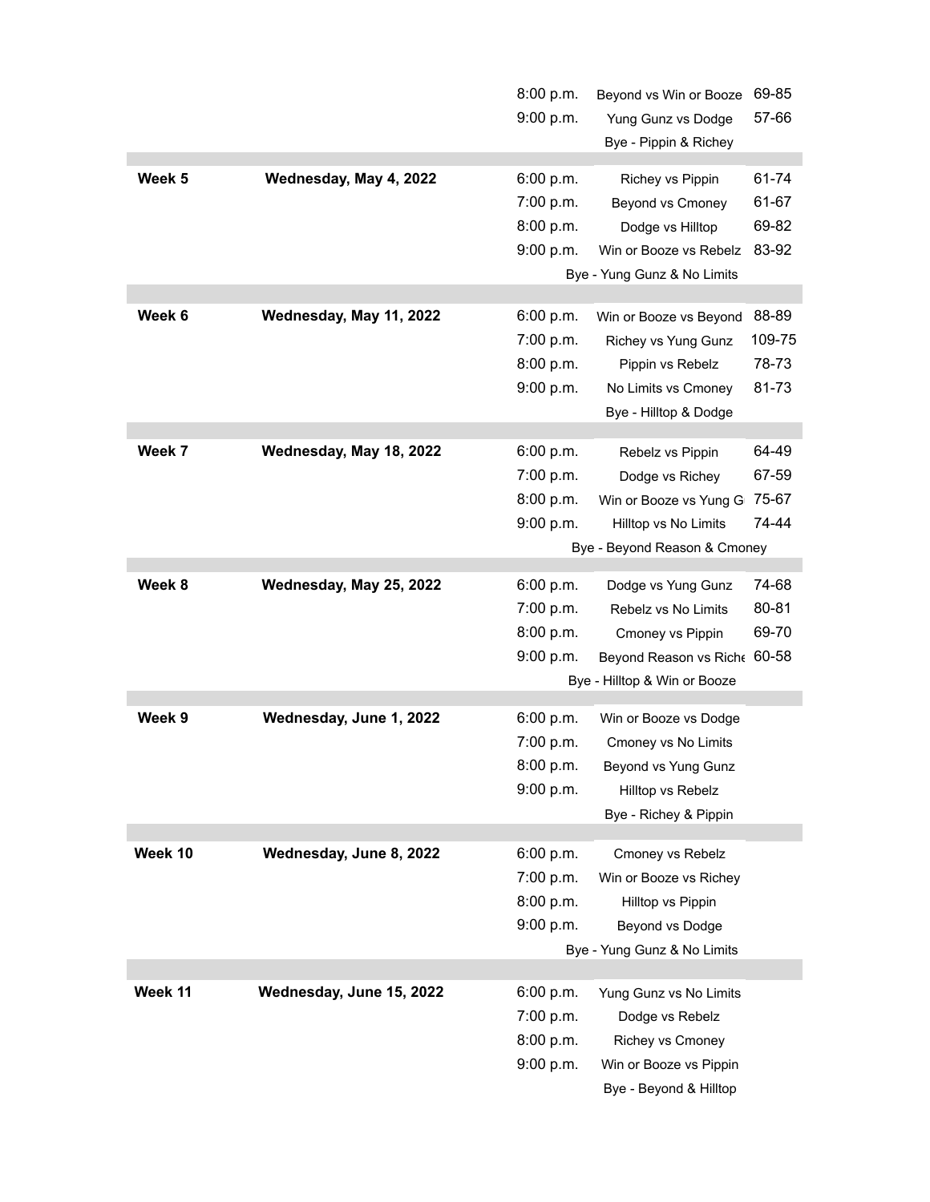| | | | | |
|---|---|---|---|---|
| | | 8:00 p.m. | Beyond vs Win or Booze | 69-85 |
| | | 9:00 p.m. | Yung Gunz vs Dodge | 57-66 |
| | | | Bye - Pippin & Richey | |
| **Week 5** | **Wednesday, May 4, 2022** | 6:00 p.m. | Richey vs Pippin | 61-74 |
| | | 7:00 p.m. | Beyond vs Cmoney | 61-67 |
| | | 8:00 p.m. | Dodge vs Hilltop | 69-82 |
| | | 9:00 p.m. | Win or Booze vs Rebelz | 83-92 |
| | | | Bye - Yung Gunz & No Limits | |
| **Week 6** | **Wednesday, May 11, 2022** | 6:00 p.m. | Win or Booze vs Beyond | 88-89 |
| | | 7:00 p.m. | Richey vs Yung Gunz | 109-75 |
| | | 8:00 p.m. | Pippin vs Rebelz | 78-73 |
| | | 9:00 p.m. | No Limits vs Cmoney | 81-73 |
| | | | Bye - Hilltop & Dodge | |
| **Week 7** | **Wednesday, May 18, 2022** | 6:00 p.m. | Rebelz vs Pippin | 64-49 |
| | | 7:00 p.m. | Dodge vs Richey | 67-59 |
| | | 8:00 p.m. | Win or Booze vs Yung G | 75-67 |
| | | 9:00 p.m. | Hilltop vs No Limits | 74-44 |
| | | | Bye - Beyond Reason & Cmoney | |
| **Week 8** | **Wednesday, May 25, 2022** | 6:00 p.m. | Dodge vs Yung Gunz | 74-68 |
| | | 7:00 p.m. | Rebelz vs No Limits | 80-81 |
| | | 8:00 p.m. | Cmoney vs Pippin | 69-70 |
| | | 9:00 p.m. | Beyond Reason vs Riche | 60-58 |
| | | | Bye - Hilltop & Win or Booze | |
| **Week 9** | **Wednesday, June 1, 2022** | 6:00 p.m. | Win or Booze vs Dodge | |
| | | 7:00 p.m. | Cmoney vs No Limits | |
| | | 8:00 p.m. | Beyond vs Yung Gunz | |
| | | 9:00 p.m. | Hilltop vs Rebelz | |
| | | | Bye - Richey & Pippin | |
| **Week 10** | **Wednesday, June 8, 2022** | 6:00 p.m. | Cmoney vs Rebelz | |
| | | 7:00 p.m. | Win or Booze vs Richey | |
| | | 8:00 p.m. | Hilltop vs Pippin | |
| | | 9:00 p.m. | Beyond vs Dodge | |
| | | | Bye - Yung Gunz & No Limits | |
| **Week 11** | **Wednesday, June 15, 2022** | 6:00 p.m. | Yung Gunz vs No Limits | |
| | | 7:00 p.m. | Dodge vs Rebelz | |
| | | 8:00 p.m. | Richey vs Cmoney | |
| | | 9:00 p.m. | Win or Booze vs Pippin | |
| | | | Bye - Beyond & Hilltop | |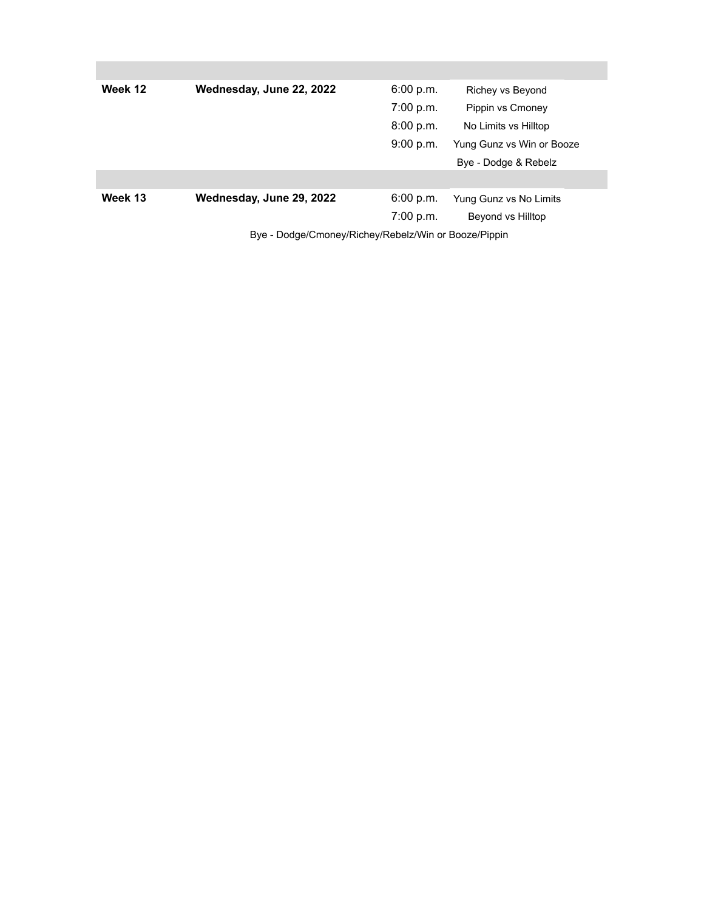| | | | |
|---|---|---|---|
| **Week 12** | **Wednesday, June 22, 2022** | 6:00 p.m. | Richey vs Beyond |
| | | 7:00 p.m. | Pippin vs Cmoney |
| | | 8:00 p.m. | No Limits vs Hilltop |
| | | 9:00 p.m. | Yung Gunz vs Win or Booze |
| | | | Bye - Dodge & Rebelz |
| **Week 13** | **Wednesday, June 29, 2022** | 6:00 p.m. | Yung Gunz vs No Limits |
| | | 7:00 p.m. | Beyond vs Hilltop |

Bye - Dodge/Cmoney/Richey/Rebelz/Win or Booze/Pippin